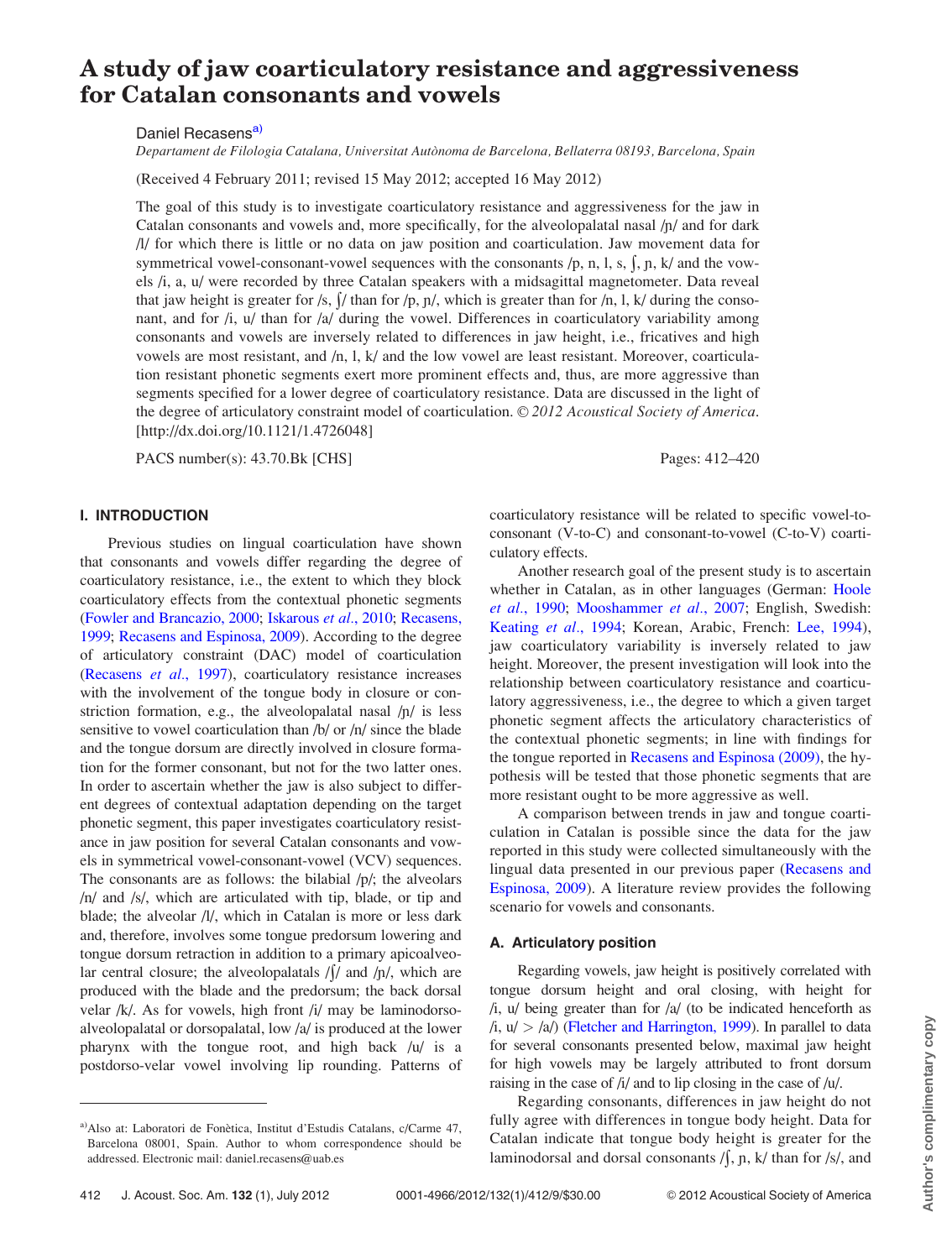# A study of jaw coarticulatory resistance and aggressiveness for Catalan consonants and vowels

Daniel Recasens[a]

*Departament de Filologia Catalana, Universitat Autònoma de Barcelona, Bellaterra 08193, Barcelona, Spain*

(Received 4 February 2011; revised 15 May 2012; accepted 16 May 2012)

The goal of this study is to investigate coarticulatory resistance and aggressiveness for the jaw in Catalan consonants and vowels and, more specifically, for the alveolopalatal nasal /ɲ/ and for dark /l/ for which there is little or no data on jaw position and coarticulation. Jaw movement data for symmetrical vowel-consonant-vowel sequences with the consonants /p, n, l, s, ʃ, ɲ, k/ and the vowels /i, a, u/ were recorded by three Catalan speakers with a midsagittal magnetometer. Data reveal that jaw height is greater for /s, ʃ/ than for /p, ɲ/, which is greater than for /n, l, k/ during the consonant, and for /i, u/ than for /a/ during the vowel. Differences in coarticulatory variability among consonants and vowels are inversely related to differences in jaw height, i.e., fricatives and high vowels are most resistant, and /n, l, k/ and the low vowel are least resistant. Moreover, coarticulation resistant phonetic segments exert more prominent effects and, thus, are more aggressive than segments specified for a lower degree of coarticulatory resistance. Data are discussed in the light of the degree of articulatory constraint model of coarticulation. © *2012 Acoustical Society of America*. [http://dx.doi.org/10.1121/1.4726048]

PACS number(s): 43.70.Bk [CHS]

## I. INTRODUCTION

Previous studies on lingual coarticulation have shown that consonants and vowels differ regarding the degree of coarticulatory resistance, i.e., the extent to which they block coarticulatory effects from the contextual phonetic segments (Fowler and Brancazio, 2000; Iskarous *et al.*, 2010; Recasens, 1999; Recasens and Espinosa, 2009). According to the degree of articulatory constraint (DAC) model of coarticulation (Recasens *et al.*, 1997), coarticulatory resistance increases with the involvement of the tongue body in closure or constriction formation, e.g., the alveolopalatal nasal /ɲ/ is less sensitive to vowel coarticulation than /b/ or /n/ since the blade and the tongue dorsum are directly involved in closure formation for the former consonant, but not for the two latter ones. In order to ascertain whether the jaw is also subject to different degrees of contextual adaptation depending on the target phonetic segment, this paper investigates coarticulatory resistance in jaw position for several Catalan consonants and vowels in symmetrical vowel-consonant-vowel (VCV) sequences. The consonants are as follows: the bilabial /p/; the alveolars /n/ and /s/, which are articulated with tip, blade, or tip and blade; the alveolar /l/, which in Catalan is more or less dark and, therefore, involves some tongue predorsum lowering and tongue dorsum retraction in addition to a primary apicoalveolar central closure; the alveolopalatals /ʃ/ and /ɲ/, which are produced with the blade and the predorsum; the back dorsal velar /k/. As for vowels, high front /i/ may be laminodorsoalveolopalatal or dorsopalatal, low /a/ is produced at the lower pharynx with the tongue root, and high back /u/ is a postdorso-velar vowel involving lip rounding. Patterns of coarticulatory resistance will be related to specific vowel-to-consonant (V-to-C) and consonant-to-vowel (C-to-V) coarticulatory effects.

Another research goal of the present study is to ascertain whether in Catalan, as in other languages (German: Hoole *et al.*, 1990; Mooshammer *et al.*, 2007; English, Swedish: Keating *et al.*, 1994; Korean, Arabic, French: Lee, 1994), jaw coarticulatory variability is inversely related to jaw height. Moreover, the present investigation will look into the relationship between coarticulatory resistance and coarticulatory aggressiveness, i.e., the degree to which a given target phonetic segment affects the articulatory characteristics of the contextual phonetic segments; in line with findings for the tongue reported in Recasens and Espinosa (2009), the hypothesis will be tested that those phonetic segments that are more resistant ought to be more aggressive as well.

A comparison between trends in jaw and tongue coarticulation in Catalan is possible since the data for the jaw reported in this study were collected simultaneously with the lingual data presented in our previous paper (Recasens and Espinosa, 2009). A literature review provides the following scenario for vowels and consonants.

### A. Articulatory position

Regarding vowels, jaw height is positively correlated with tongue dorsum height and oral closing, with height for /i, u/ being greater than for /a/ (to be indicated henceforth as /i, u/ > /a/) (Fletcher and Harrington, 1999). In parallel to data for several consonants presented below, maximal jaw height for high vowels may be largely attributed to front dorsum raising in the case of /i/ and to lip closing in the case of /u/.

Regarding consonants, differences in jaw height do not fully agree with differences in tongue body height. Data for Catalan indicate that tongue body height is greater for the laminodorsal and dorsal consonants /ʃ, ɲ, k/ than for /s/, and

[a] Also at: Laboratori de Fonètica, Institut d'Estudis Catalans, c/Carme 47, Barcelona 08001, Spain. Author to whom correspondence should be addressed. Electronic mail: daniel.recasens@uab.es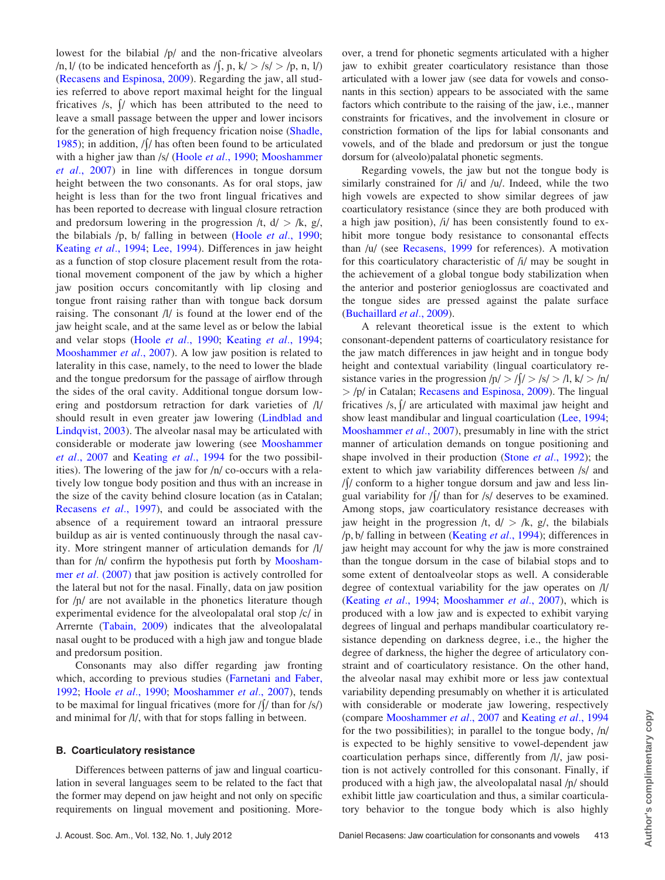lowest for the bilabial /p/ and the non-fricative alveolars /n, l/ (to be indicated henceforth as /ʃ, ɲ, k/ > /s/ > /p, n, l/) (Recasens and Espinosa, 2009). Regarding the jaw, all studies referred to above report maximal height for the lingual fricatives /s, ʃ/ which has been attributed to the need to leave a small passage between the upper and lower incisors for the generation of high frequency frication noise (Shadle, 1985); in addition, /ʃ/ has often been found to be articulated with a higher jaw than /s/ (Hoole *et al.*, 1990; Mooshammer *et al.*, 2007) in line with differences in tongue dorsum height between the two consonants. As for oral stops, jaw height is less than for the two front lingual fricatives and has been reported to decrease with lingual closure retraction and predorsum lowering in the progression /t, d/ > /k, g/, the bilabials /p, b/ falling in between (Hoole *et al.*, 1990; Keating *et al.*, 1994; Lee, 1994). Differences in jaw height as a function of stop closure placement result from the rotational movement component of the jaw by which a higher jaw position occurs concomitantly with lip closing and tongue front raising rather than with tongue back dorsum raising. The consonant /l/ is found at the lower end of the jaw height scale, and at the same level as or below the labial and velar stops (Hoole *et al.*, 1990; Keating *et al.*, 1994; Mooshammer *et al.*, 2007). A low jaw position is related to laterality in this case, namely, to the need to lower the blade and the tongue predorsum for the passage of airflow through the sides of the oral cavity. Additional tongue dorsum lowering and postdorsum retraction for dark varieties of /l/ should result in even greater jaw lowering (Lindblad and Lindqvist, 2003). The alveolar nasal may be articulated with considerable or moderate jaw lowering (see Mooshammer *et al.*, 2007 and Keating *et al.*, 1994 for the two possibilities). The lowering of the jaw for /n/ co-occurs with a relatively low tongue body position and thus with an increase in the size of the cavity behind closure location (as in Catalan; Recasens *et al.*, 1997), and could be associated with the absence of a requirement toward an intraoral pressure buildup as air is vented continuously through the nasal cavity. More stringent manner of articulation demands for /l/ than for /n/ confirm the hypothesis put forth by Mooshammer *et al.* (2007) that jaw position is actively controlled for the lateral but not for the nasal. Finally, data on jaw position for /ɲ/ are not available in the phonetics literature though experimental evidence for the alveolopalatal oral stop /c/ in Arrernte (Tabain, 2009) indicates that the alveolopalatal nasal ought to be produced with a high jaw and tongue blade and predorsum position.

Consonants may also differ regarding jaw fronting which, according to previous studies (Farnetani and Faber, 1992; Hoole *et al.*, 1990; Mooshammer *et al.*, 2007), tends to be maximal for lingual fricatives (more for /ʃ/ than for /s/) and minimal for /l/, with that for stops falling in between.

## B. Coarticulatory resistance

Differences between patterns of jaw and lingual coarticulation in several languages seem to be related to the fact that the former may depend on jaw height and not only on specific requirements on lingual movement and positioning. Moreover, a trend for phonetic segments articulated with a higher jaw to exhibit greater coarticulatory resistance than those articulated with a lower jaw (see data for vowels and consonants in this section) appears to be associated with the same factors which contribute to the raising of the jaw, i.e., manner constraints for fricatives, and the involvement in closure or constriction formation of the lips for labial consonants and vowels, and of the blade and predorsum or just the tongue dorsum for (alveolo)palatal phonetic segments.

Regarding vowels, the jaw but not the tongue body is similarly constrained for /i/ and /u/. Indeed, while the two high vowels are expected to show similar degrees of jaw coarticulatory resistance (since they are both produced with a high jaw position), /i/ has been consistently found to exhibit more tongue body resistance to consonantal effects than /u/ (see Recasens, 1999 for references). A motivation for this coarticulatory characteristic of /i/ may be sought in the achievement of a global tongue body stabilization when the anterior and posterior genioglossus are coactivated and the tongue sides are pressed against the palate surface (Buchaillard *et al.*, 2009).

A relevant theoretical issue is the extent to which consonant-dependent patterns of coarticulatory resistance for the jaw match differences in jaw height and in tongue body height and coarticulatory variability (lingual coarticulatory resistance varies in the progression /ɲ/ > /ʃ/ > /s/ > /l, k/ > /n/ > /p/ in Catalan; Recasens and Espinosa, 2009). The lingual fricatives /s, ʃ/ are articulated with maximal jaw height and show least mandibular and lingual coarticulation (Lee, 1994; Mooshammer *et al.*, 2007), presumably in line with the strict manner of articulation demands on tongue positioning and shape involved in their production (Stone *et al.*, 1992); the extent to which jaw variability differences between /s/ and /ʃ/ conform to a higher tongue dorsum and jaw and less lingual variability for /ʃ/ than for /s/ deserves to be examined. Among stops, jaw coarticulatory resistance decreases with jaw height in the progression /t, d/ > /k, g/, the bilabials /p, b/ falling in between (Keating *et al.*, 1994); differences in jaw height may account for why the jaw is more constrained than the tongue dorsum in the case of bilabial stops and to some extent of dentoalveolar stops as well. A considerable degree of contextual variability for the jaw operates on /l/ (Keating *et al.*, 1994; Mooshammer *et al.*, 2007), which is produced with a low jaw and is expected to exhibit varying degrees of lingual and perhaps mandibular coarticulatory resistance depending on darkness degree, i.e., the higher the degree of darkness, the higher the degree of articulatory constraint and of coarticulatory resistance. On the other hand, the alveolar nasal may exhibit more or less jaw contextual variability depending presumably on whether it is articulated with considerable or moderate jaw lowering, respectively (compare Mooshammer *et al.*, 2007 and Keating *et al.*, 1994 for the two possibilities); in parallel to the tongue body, /n/ is expected to be highly sensitive to vowel-dependent jaw coarticulation perhaps since, differently from /l/, jaw position is not actively controlled for this consonant. Finally, if produced with a high jaw, the alveolar nasal /ɲ/ should exhibit little jaw coarticulation and thus, a similar coarticulatory behavior to the tongue body which is also highly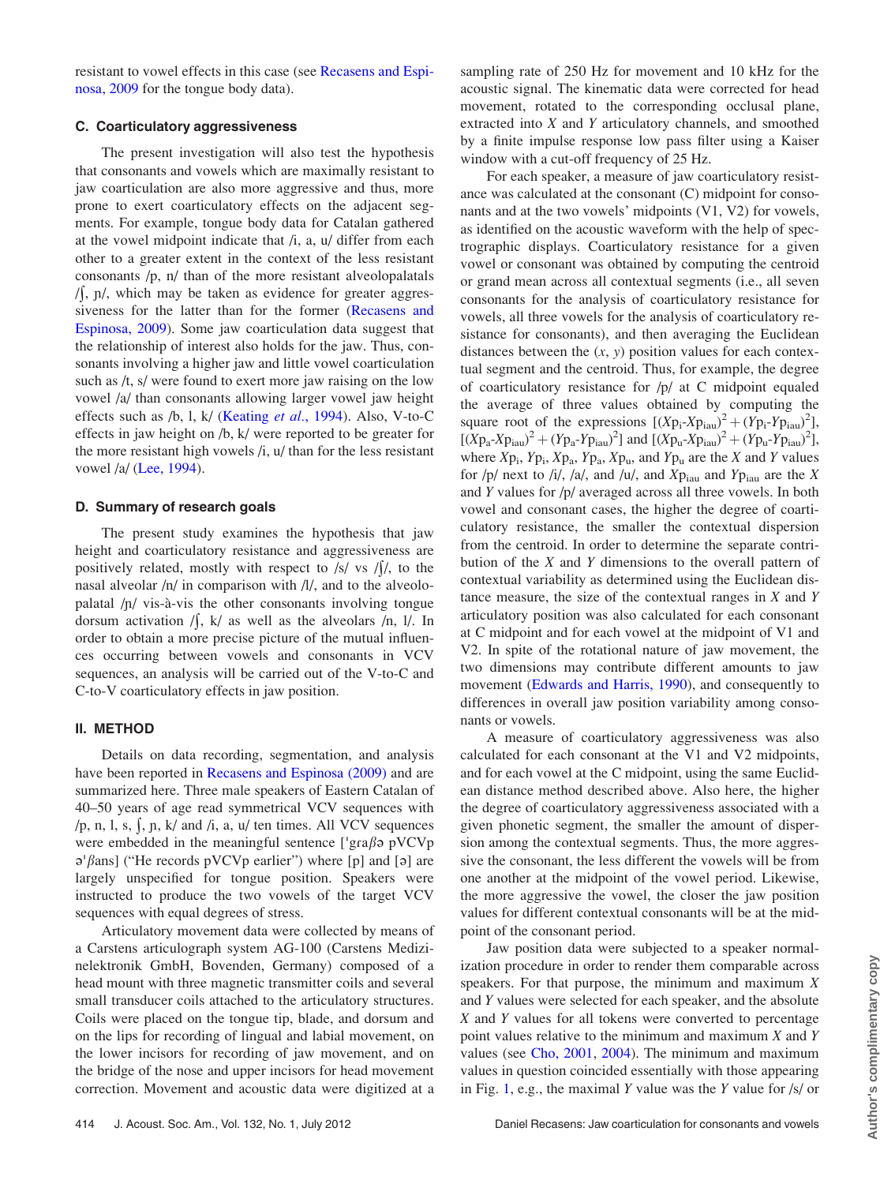resistant to vowel effects in this case (see Recasens and Espinosa, 2009 for the tongue body data).

### C. Coarticulatory aggressiveness

The present investigation will also test the hypothesis that consonants and vowels which are maximally resistant to jaw coarticulation are also more aggressive and thus, more prone to exert coarticulatory effects on the adjacent segments. For example, tongue body data for Catalan gathered at the vowel midpoint indicate that /i, a, u/ differ from each other to a greater extent in the context of the less resistant consonants /p, n/ than of the more resistant alveolopalatals /ʃ, ɲ/, which may be taken as evidence for greater aggressiveness for the latter than for the former (Recasens and Espinosa, 2009). Some jaw coarticulation data suggest that the relationship of interest also holds for the jaw. Thus, consonants involving a higher jaw and little vowel coarticulation such as /t, s/ were found to exert more jaw raising on the low vowel /a/ than consonants allowing larger vowel jaw height effects such as /b, l, k/ (Keating *et al.*, 1994). Also, V-to-C effects in jaw height on /b, k/ were reported to be greater for the more resistant high vowels /i, u/ than for the less resistant vowel /a/ (Lee, 1994).

### D. Summary of research goals

The present study examines the hypothesis that jaw height and coarticulatory resistance and aggressiveness are positively related, mostly with respect to /s/ vs /ʃ/, to the nasal alveolar /n/ in comparison with /l/, and to the alveolopalatal /ɲ/ vis-à-vis the other consonants involving tongue dorsum activation /ʃ, k/ as well as the alveolars /n, l/. In order to obtain a more precise picture of the mutual influences occurring between vowels and consonants in VCV sequences, an analysis will be carried out of the V-to-C and C-to-V coarticulatory effects in jaw position.

## II. METHOD

Details on data recording, segmentation, and analysis have been reported in Recasens and Espinosa (2009) and are summarized here. Three male speakers of Eastern Catalan of 40–50 years of age read symmetrical VCV sequences with /p, n, l, s, ʃ, ɲ, k/ and /i, a, u/ ten times. All VCV sequences were embedded in the meaningful sentence [ˈɡraβə pVCVp əˈβans] ("He records pVCVp earlier") where [p] and [ə] are largely unspecified for tongue position. Speakers were instructed to produce the two vowels of the target VCV sequences with equal degrees of stress.

Articulatory movement data were collected by means of a Carstens articulograph system AG-100 (Carstens Medizinelektronik GmbH, Bovenden, Germany) composed of a head mount with three magnetic transmitter coils and several small transducer coils attached to the articulatory structures. Coils were placed on the tongue tip, blade, and dorsum and on the lips for recording of lingual and labial movement, on the lower incisors for recording of jaw movement, and on the bridge of the nose and upper incisors for head movement correction. Movement and acoustic data were digitized at a sampling rate of 250 Hz for movement and 10 kHz for the acoustic signal. The kinematic data were corrected for head movement, rotated to the corresponding occlusal plane, extracted into X and Y articulatory channels, and smoothed by a finite impulse response low pass filter using a Kaiser window with a cut-off frequency of 25 Hz.

For each speaker, a measure of jaw coarticulatory resistance was calculated at the consonant (C) midpoint for consonants and at the two vowels' midpoints (V1, V2) for vowels, as identified on the acoustic waveform with the help of spectrographic displays. Coarticulatory resistance for a given vowel or consonant was obtained by computing the centroid or grand mean across all contextual segments (i.e., all seven consonants for the analysis of coarticulatory resistance for vowels, all three vowels for the analysis of coarticulatory resistance for consonants), and then averaging the Euclidean distances between the $(x, y)$ position values for each contextual segment and the centroid. Thus, for example, the degree of coarticulatory resistance for /p/ at C midpoint equaled the average of three values obtained by computing the square root of the expressions $[(Xp_i\text{-}Xp_{iau})^2 + (Yp_i\text{-}Yp_{iau})^2]$, $[(Xp_a\text{-}Xp_{iau})^2 + (Yp_a\text{-}Yp_{iau})^2]$ and $[(Xp_u\text{-}Xp_{iau})^2 + (Yp_u\text{-}Yp_{iau})^2]$, where $Xp_i$, $Yp_i$, $Xp_a$, $Yp_a$, $Xp_u$, and $Yp_u$ are the X and Y values for /p/ next to /i/, /a/, and /u/, and $Xp_{iau}$ and $Yp_{iau}$ are the X and Y values for /p/ averaged across all three vowels. In both vowel and consonant cases, the higher the degree of coarticulatory resistance, the smaller the contextual dispersion from the centroid. In order to determine the separate contribution of the X and Y dimensions to the overall pattern of contextual variability as determined using the Euclidean distance measure, the size of the contextual ranges in X and Y articulatory position was also calculated for each consonant at C midpoint and for each vowel at the midpoint of V1 and V2. In spite of the rotational nature of jaw movement, the two dimensions may contribute different amounts to jaw movement (Edwards and Harris, 1990), and consequently to differences in overall jaw position variability among consonants or vowels.

A measure of coarticulatory aggressiveness was also calculated for each consonant at the V1 and V2 midpoints, and for each vowel at the C midpoint, using the same Euclidean distance method described above. Also here, the higher the degree of coarticulatory aggressiveness associated with a given phonetic segment, the smaller the amount of dispersion among the contextual segments. Thus, the more aggressive the consonant, the less different the vowels will be from one another at the midpoint of the vowel period. Likewise, the more aggressive the vowel, the closer the jaw position values for different contextual consonants will be at the midpoint of the consonant period.

Jaw position data were subjected to a speaker normalization procedure in order to render them comparable across speakers. For that purpose, the minimum and maximum X and Y values were selected for each speaker, and the absolute X and Y values for all tokens were converted to percentage point values relative to the minimum and maximum X and Y values (see Cho, 2001, 2004). The minimum and maximum values in question coincided essentially with those appearing in Fig. 1, e.g., the maximal Y value was the Y value for /s/ or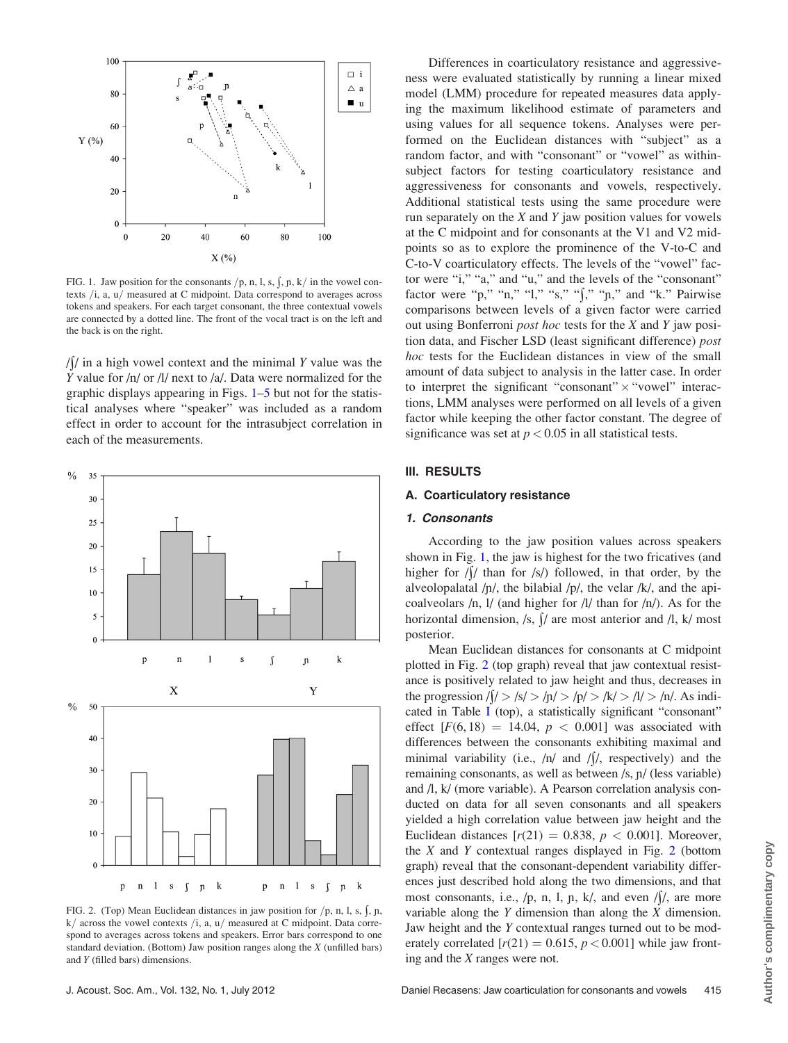FIG. 1. Jaw position for the consonants /p, n, l, s, ʃ, ɲ, k/ in the vowel contexts /i, a, u/ measured at C midpoint. Data correspond to averages across tokens and speakers. For each target consonant, the three contextual vowels are connected by a dotted line. The front of the vocal tract is on the left and the back is on the right.

/ʃ/ in a high vowel context and the minimal *Y* value was the *Y* value for /n/ or /l/ next to /a/. Data were normalized for the graphic displays appearing in Figs. 1–5 but not for the statistical analyses where "speaker" was included as a random effect in order to account for the intrasubject correlation in each of the measurements.

FIG. 2. (Top) Mean Euclidean distances in jaw position for /p, n, l, s, ʃ, ɲ, k/ across the vowel contexts /i, a, u/ measured at C midpoint. Data correspond to averages across tokens and speakers. Error bars correspond to one standard deviation. (Bottom) Jaw position ranges along the *X* (unfilled bars) and *Y* (filled bars) dimensions.

Differences in coarticulatory resistance and aggressiveness were evaluated statistically by running a linear mixed model (LMM) procedure for repeated measures data applying the maximum likelihood estimate of parameters and using values for all sequence tokens. Analyses were performed on the Euclidean distances with "subject" as a random factor, and with "consonant" or "vowel" as within-subject factors for testing coarticulatory resistance and aggressiveness for consonants and vowels, respectively. Additional statistical tests using the same procedure were run separately on the *X* and *Y* jaw position values for vowels at the C midpoint and for consonants at the V1 and V2 midpoints so as to explore the prominence of the V-to-C and C-to-V coarticulatory effects. The levels of the "vowel" factor were "i," "a," and "u," and the levels of the "consonant" factor were "p," "n," "l," "s," "ʃ," "ɲ," and "k." Pairwise comparisons between levels of a given factor were carried out using Bonferroni *post hoc* tests for the *X* and *Y* jaw position data, and Fischer LSD (least significant difference) *post hoc* tests for the Euclidean distances in view of the small amount of data subject to analysis in the latter case. In order to interpret the significant "consonant" × "vowel" interactions, LMM analyses were performed on all levels of a given factor while keeping the other factor constant. The degree of significance was set at $p < 0.05$ in all statistical tests.

## III. RESULTS

### A. Coarticulatory resistance

#### *1. Consonants*

According to the jaw position values across speakers shown in Fig. 1, the jaw is highest for the two fricatives (and higher for /ʃ/ than for /s/) followed, in that order, by the alveolopalatal /ɲ/, the bilabial /p/, the velar /k/, and the apicoalveolars /n, l/ (and higher for /l/ than for /n/). As for the horizontal dimension, /s, ʃ/ are most anterior and /l, k/ most posterior.

Mean Euclidean distances for consonants at C midpoint plotted in Fig. 2 (top graph) reveal that jaw contextual resistance is positively related to jaw height and thus, decreases in the progression /ʃ/ > /s/ > /ɲ/ > /p/ > /k/ > /l/ > /n/. As indicated in Table I (top), a statistically significant "consonant" effect [$F(6, 18) = 14.04$, $p < 0.001$] was associated with differences between the consonants exhibiting maximal and minimal variability (i.e., /n/ and /ʃ/, respectively) and the remaining consonants, as well as between /s, ɲ/ (less variable) and /l, k/ (more variable). A Pearson correlation analysis conducted on data for all seven consonants and all speakers yielded a high correlation value between jaw height and the Euclidean distances [$r(21) = 0.838$, $p < 0.001$]. Moreover, the *X* and *Y* contextual ranges displayed in Fig. 2 (bottom graph) reveal that the consonant-dependent variability differences just described hold along the two dimensions, and that most consonants, i.e., /p, n, l, ɲ, k/, and even /ʃ/, are more variable along the *Y* dimension than along the *X* dimension. Jaw height and the *Y* contextual ranges turned out to be moderately correlated [$r(21) = 0.615$, $p < 0.001$] while jaw fronting and the *X* ranges were not.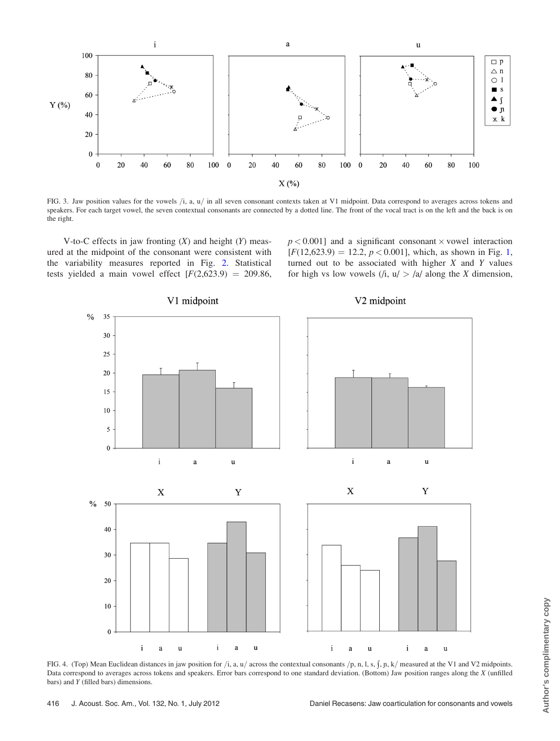FIG. 3. Jaw position values for the vowels /i, a, u/ in all seven consonant contexts taken at V1 midpoint. Data correspond to averages across tokens and speakers. For each target vowel, the seven contextual consonants are connected by a dotted line. The front of the vocal tract is on the left and the back is on the right.

V-to-C effects in jaw fronting ($X$) and height ($Y$) measured at the midpoint of the consonant were consistent with the variability measures reported in Fig. 2. Statistical tests yielded a main vowel effect [$F(2,623.9) = 209.86$, $p < 0.001$] and a significant consonant × vowel interaction [$F(12,623.9) = 12.2$, $p < 0.001$], which, as shown in Fig. 1, turned out to be associated with higher $X$ and $Y$ values for high vs low vowels (/i, u/ > /a/ along the $X$ dimension,

FIG. 4. (Top) Mean Euclidean distances in jaw position for /i, a, u/ across the contextual consonants /p, n, l, s, ʃ, ɲ, k/ measured at the V1 and V2 midpoints. Data correspond to averages across tokens and speakers. Error bars correspond to one standard deviation. (Bottom) Jaw position ranges along the $X$ (unfilled bars) and $Y$ (filled bars) dimensions.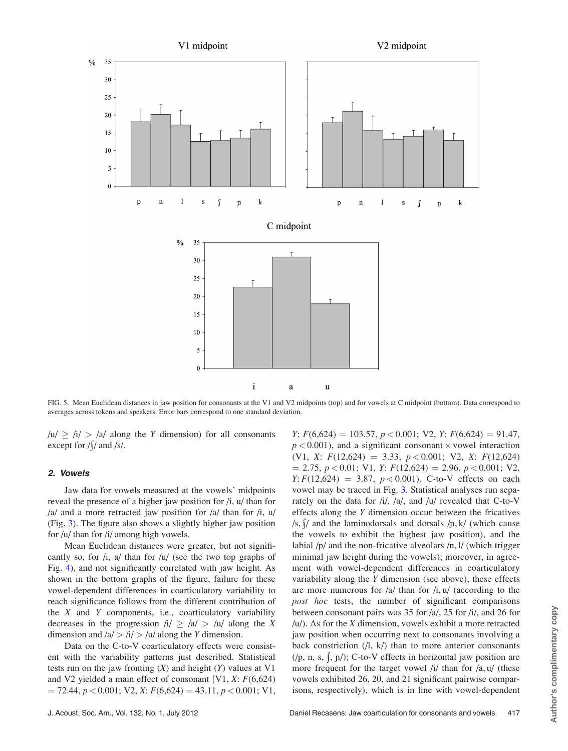FIG. 5. Mean Euclidean distances in jaw position for consonants at the V1 and V2 midpoints (top) and for vowels at C midpoint (bottom). Data correspond to averages across tokens and speakers. Error bars correspond to one standard deviation.

/u/ $\geq$ /i/ $>$ /a/ along the $Y$ dimension) for all consonants except for /ʃ/ and /s/.

### 2. Vowels

Jaw data for vowels measured at the vowels' midpoints reveal the presence of a higher jaw position for /i, u/ than for /a/ and a more retracted jaw position for /a/ than for /i, u/ (Fig. 3). The figure also shows a slightly higher jaw position for /u/ than for /i/ among high vowels.

Mean Euclidean distances were greater, but not significantly so, for /i, a/ than for /u/ (see the two top graphs of Fig. 4), and not significantly correlated with jaw height. As shown in the bottom graphs of the figure, failure for these vowel-dependent differences in coarticulatory variability to reach significance follows from the different contribution of the $X$ and $Y$ components, i.e., coarticulatory variability decreases in the progression /i/ $\geq$ /a/ $>$ /u/ along the $X$ dimension and /a/ $>$ /i/ $>$ /u/ along the $Y$ dimension.

Data on the C-to-V coarticulatory effects were consistent with the variability patterns just described. Statistical tests run on the jaw fronting ($X$) and height ($Y$) values at V1 and V2 yielded a main effect of consonant [V1, $X$: $F(6,624) = 72.44$, $p < 0.001$; V2, $X$: $F(6,624) = 43.11$, $p < 0.001$; V1, $Y$: $F(6,624) = 103.57$, $p < 0.001$; V2, $Y$: $F(6,624) = 91.47$, $p < 0.001$), and a significant consonant × vowel interaction (V1, $X$: $F(12,624) = 3.33$, $p < 0.001$; V2, $X$: $F(12,624) = 2.75$, $p < 0.01$; V1, $Y$: $F(12,624) = 2.96$, $p < 0.001$; V2, $Y$: $F(12,624) = 3.87$, $p < 0.001$). C-to-V effects on each vowel may be traced in Fig. 3. Statistical analyses run separately on the data for /i/, /a/, and /u/ revealed that C-to-V effects along the $Y$ dimension occur between the fricatives /s, ʃ/ and the laminodorsals and dorsals /ɲ, k/ (which cause the vowels to exhibit the highest jaw position), and the labial /p/ and the non-fricative alveolars /n, l/ (which trigger minimal jaw height during the vowels); moreover, in agreement with vowel-dependent differences in coarticulatory variability along the $Y$ dimension (see above), these effects are more numerous for /a/ than for /i, u/ (according to the *post hoc* tests, the number of significant comparisons between consonant pairs was 35 for /a/, 25 for /i/, and 26 for /u/). As for the $X$ dimension, vowels exhibit a more retracted jaw position when occurring next to consonants involving a back constriction (/l, k/) than to more anterior consonants (/p, n, s, ʃ, ɲ/); C-to-V effects in horizontal jaw position are more frequent for the target vowel /i/ than for /a, u/ (these vowels exhibited 26, 20, and 21 significant pairwise comparisons, respectively), which is in line with vowel-dependent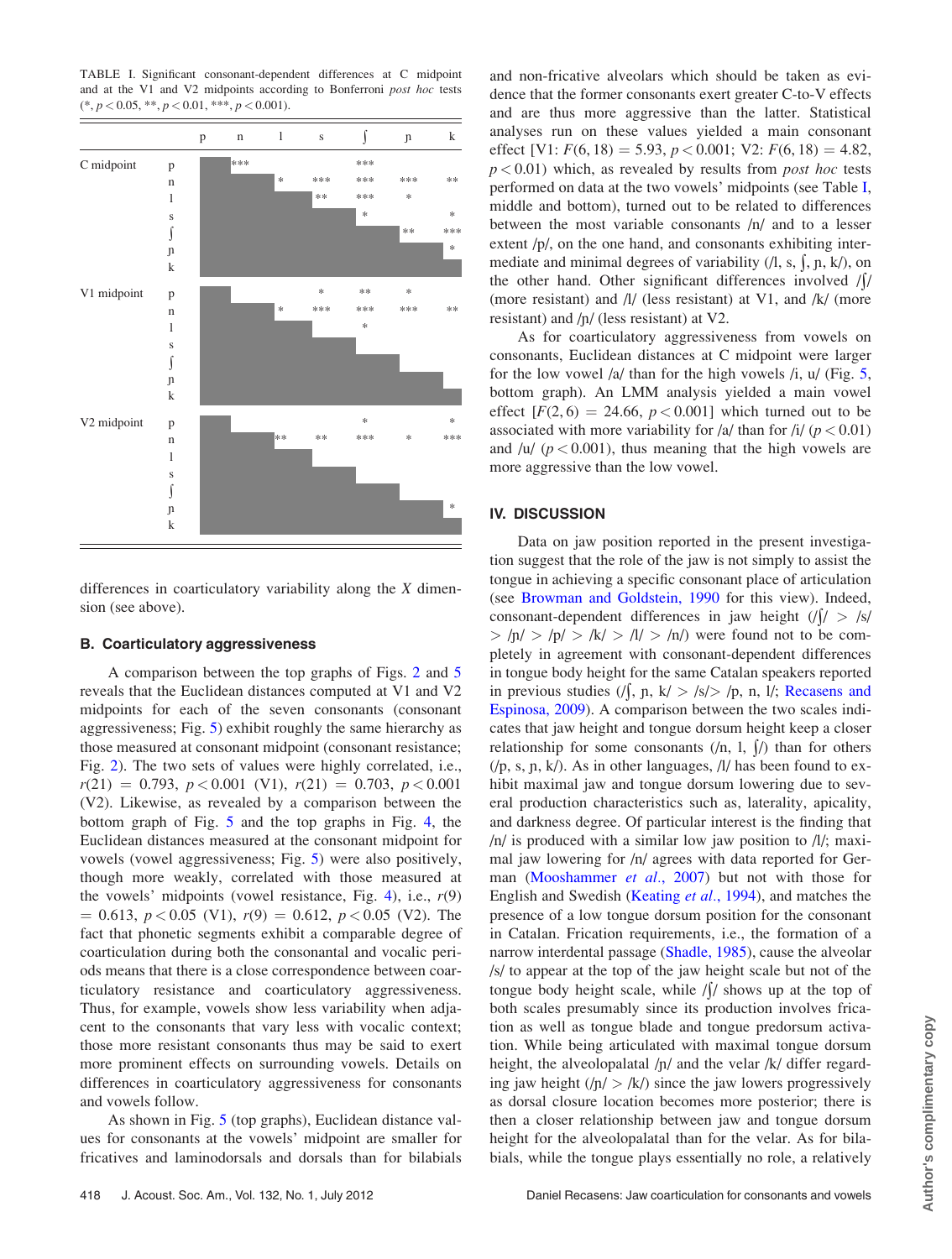TABLE I. Significant consonant-dependent differences at C midpoint and at the V1 and V2 midpoints according to Bonferroni *post hoc* tests (*, $p < 0.05$, **, $p < 0.01$, ***, $p < 0.001$).

| | | p | n | l | s | ʃ | ɲ | k |
|---|---|---|---|---|---|---|---|---|
| C midpoint | p | | *** | | | *** | | |
| | n | | | * | *** | *** | *** | ** |
| | l | | | | ** | *** | * | |
| | s | | | | | * | | * |
| | ʃ | | | | | | ** | *** |
| | ɲ | | | | | | | * |
| | k | | | | | | | |
| V1 midpoint | p | | | | * | ** | * | |
| | n | | | * | *** | *** | *** | ** |
| | l | | | | | * | | |
| | s | | | | | | | |
| | ʃ | | | | | | | |
| | ɲ | | | | | | | |
| | k | | | | | | | |
| V2 midpoint | p | | | | | * | | * |
| | n | | | ** | ** | *** | * | *** |
| | l | | | | | | | |
| | s | | | | | | | |
| | ʃ | | | | | | | |
| | ɲ | | | | | | | * |
| | k | | | | | | | |

differences in coarticulatory variability along the *X* dimension (see above).

### B. Coarticulatory aggressiveness

A comparison between the top graphs of Figs. 2 and 5 reveals that the Euclidean distances computed at V1 and V2 midpoints for each of the seven consonants (consonant aggressiveness; Fig. 5) exhibit roughly the same hierarchy as those measured at consonant midpoint (consonant resistance; Fig. 2). The two sets of values were highly correlated, i.e., $r(21) = 0.793$, $p < 0.001$ (V1), $r(21) = 0.703$, $p < 0.001$ (V2). Likewise, as revealed by a comparison between the bottom graph of Fig. 5 and the top graphs in Fig. 4, the Euclidean distances measured at the consonant midpoint for vowels (vowel aggressiveness; Fig. 5) were also positively, though more weakly, correlated with those measured at the vowels' midpoints (vowel resistance, Fig. 4), i.e., $r(9) = 0.613$, $p < 0.05$ (V1), $r(9) = 0.612$, $p < 0.05$ (V2). The fact that phonetic segments exhibit a comparable degree of coarticulation during both the consonantal and vocalic periods means that there is a close correspondence between coarticulatory resistance and coarticulatory aggressiveness. Thus, for example, vowels show less variability when adjacent to the consonants that vary less with vocalic context; those more resistant consonants thus may be said to exert more prominent effects on surrounding vowels. Details on differences in coarticulatory aggressiveness for consonants and vowels follow.

As shown in Fig. 5 (top graphs), Euclidean distance values for consonants at the vowels' midpoint are smaller for fricatives and laminodorsals and dorsals than for bilabials and non-fricative alveolars which should be taken as evidence that the former consonants exert greater C-to-V effects and are thus more aggressive than the latter. Statistical analyses run on these values yielded a main consonant effect [V1: $F(6, 18) = 5.93$, $p < 0.001$; V2: $F(6, 18) = 4.82$, $p < 0.01$) which, as revealed by results from *post hoc* tests performed on data at the two vowels' midpoints (see Table I, middle and bottom), turned out to be related to differences between the most variable consonants /n/ and to a lesser extent /p/, on the one hand, and consonants exhibiting intermediate and minimal degrees of variability (/l, s, ʃ, ɲ, k/), on the other hand. Other significant differences involved /ʃ/ (more resistant) and /l/ (less resistant) at V1, and /k/ (more resistant) and /ɲ/ (less resistant) at V2.

As for coarticulatory aggressiveness from vowels on consonants, Euclidean distances at C midpoint were larger for the low vowel /a/ than for the high vowels /i, u/ (Fig. 5, bottom graph). An LMM analysis yielded a main vowel effect [$F(2, 6) = 24.66$, $p < 0.001$] which turned out to be associated with more variability for /a/ than for /i/ ($p < 0.01$) and /u/ ($p < 0.001$), thus meaning that the high vowels are more aggressive than the low vowel.

## IV. DISCUSSION

Data on jaw position reported in the present investigation suggest that the role of the jaw is not simply to assist the tongue in achieving a specific consonant place of articulation (see Browman and Goldstein, 1990 for this view). Indeed, consonant-dependent differences in jaw height (/ʃ/ > /s/ > /ɲ/ > /p/ > /k/ > /l/ > /n/) were found not to be completely in agreement with consonant-dependent differences in tongue body height for the same Catalan speakers reported in previous studies (/ʃ, ɲ, k/ > /s/> /p, n, l/; Recasens and Espinosa, 2009). A comparison between the two scales indicates that jaw height and tongue dorsum height keep a closer relationship for some consonants (/n, l, ʃ/) than for others (/p, s, ɲ, k/). As in other languages, /l/ has been found to exhibit maximal jaw and tongue dorsum lowering due to several production characteristics such as, laterality, apicality, and darkness degree. Of particular interest is the finding that /n/ is produced with a similar low jaw position to /l/; maximal jaw lowering for /n/ agrees with data reported for German (Mooshammer *et al.*, 2007) but not with those for English and Swedish (Keating *et al.*, 1994), and matches the presence of a low tongue dorsum position for the consonant in Catalan. Frication requirements, i.e., the formation of a narrow interdental passage (Shadle, 1985), cause the alveolar /s/ to appear at the top of the jaw height scale but not of the tongue body height scale, while /ʃ/ shows up at the top of both scales presumably since its production involves frication as well as tongue blade and tongue predorsum activation. While being articulated with maximal tongue dorsum height, the alveolopalatal /ɲ/ and the velar /k/ differ regarding jaw height (/ɲ/ > /k/) since the jaw lowers progressively as dorsal closure location becomes more posterior; there is then a closer relationship between jaw and tongue dorsum height for the alveolopalatal than for the velar. As for bilabials, while the tongue plays essentially no role, a relatively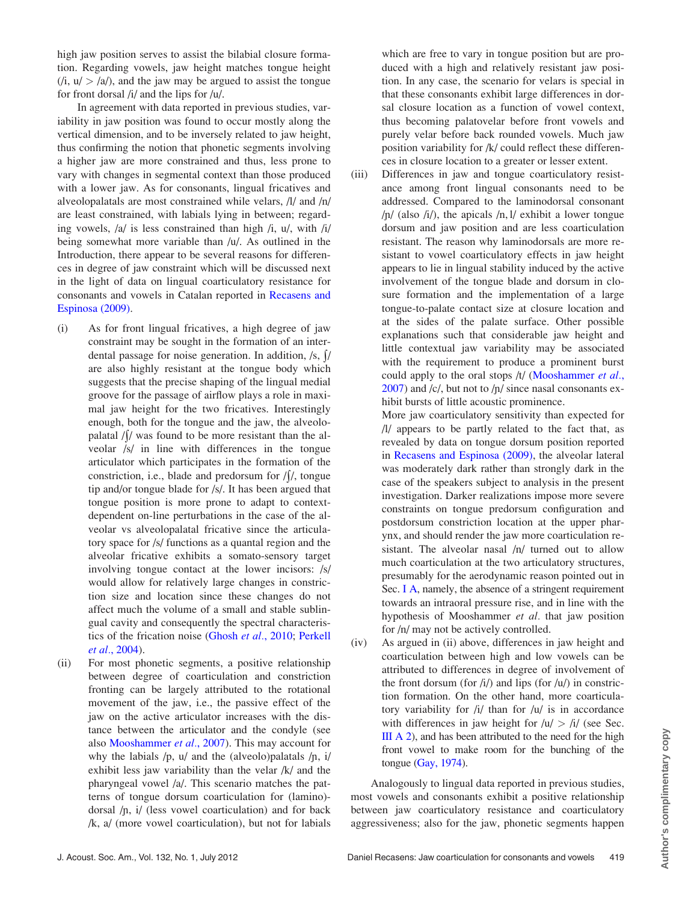high jaw position serves to assist the bilabial closure formation. Regarding vowels, jaw height matches tongue height (/i, u/ > /a/), and the jaw may be argued to assist the tongue for front dorsal /i/ and the lips for /u/.

In agreement with data reported in previous studies, variability in jaw position was found to occur mostly along the vertical dimension, and to be inversely related to jaw height, thus confirming the notion that phonetic segments involving a higher jaw are more constrained and thus, less prone to vary with changes in segmental context than those produced with a lower jaw. As for consonants, lingual fricatives and alveolopalatals are most constrained while velars, /l/ and /n/ are least constrained, with labials lying in between; regarding vowels, /a/ is less constrained than high /i, u/, with /i/ being somewhat more variable than /u/. As outlined in the Introduction, there appear to be several reasons for differences in degree of jaw constraint which will be discussed next in the light of data on lingual coarticulatory resistance for consonants and vowels in Catalan reported in Recasens and Espinosa (2009).

(i) As for front lingual fricatives, a high degree of jaw constraint may be sought in the formation of an interdental passage for noise generation. In addition, /s, ʃ/ are also highly resistant at the tongue body which suggests that the precise shaping of the lingual medial groove for the passage of airflow plays a role in maximal jaw height for the two fricatives. Interestingly enough, both for the tongue and the jaw, the alveolopalatal /ʃ/ was found to be more resistant than the alveolar /s/ in line with differences in the tongue articulator which participates in the formation of the constriction, i.e., blade and predorsum for /ʃ/, tongue tip and/or tongue blade for /s/. It has been argued that tongue position is more prone to adapt to context-dependent on-line perturbations in the case of the alveolar vs alveolopalatal fricative since the articulatory space for /s/ functions as a quantal region and the alveolar fricative exhibits a somato-sensory target involving tongue contact at the lower incisors: /s/ would allow for relatively large changes in constriction size and location since these changes do not affect much the volume of a small and stable sublingual cavity and consequently the spectral characteristics of the frication noise (Ghosh *et al.*, 2010; Perkell *et al.*, 2004).

(ii) For most phonetic segments, a positive relationship between degree of coarticulation and constriction fronting can be largely attributed to the rotational movement of the jaw, i.e., the passive effect of the jaw on the active articulator increases with the distance between the articulator and the condyle (see also Mooshammer *et al.*, 2007). This may account for why the labials /p, u/ and the (alveolo)palatals /ɲ, i/ exhibit less jaw variability than the velar /k/ and the pharyngeal vowel /a/. This scenario matches the patterns of tongue dorsum coarticulation for (lamino)-dorsal /ɲ, i/ (less vowel coarticulation) and for back /k, a/ (more vowel coarticulation), but not for labials which are free to vary in tongue position but are produced with a high and relatively resistant jaw position. In any case, the scenario for velars is special in that these consonants exhibit large differences in dorsal closure location as a function of vowel context, thus becoming palatovelar before front vowels and purely velar before back rounded vowels. Much jaw position variability for /k/ could reflect these differences in closure location to a greater or lesser extent.

(iii) Differences in jaw and tongue coarticulatory resistance among front lingual consonants need to be addressed. Compared to the laminodorsal consonant /ɲ/ (also /i/), the apicals /n, l/ exhibit a lower tongue dorsum and jaw position and are less coarticulation resistant. The reason why laminodorsals are more resistant to vowel coarticulatory effects in jaw height appears to lie in lingual stability induced by the active involvement of the tongue blade and dorsum in closure formation and the implementation of a large tongue-to-palate contact size at closure location and at the sides of the palate surface. Other possible explanations such that considerable jaw height and little contextual jaw variability may be associated with the requirement to produce a prominent burst could apply to the oral stops /t/ (Mooshammer *et al.*, 2007) and /c/, but not to /ɲ/ since nasal consonants exhibit bursts of little acoustic prominence.

More jaw coarticulatory sensitivity than expected for /l/ appears to be partly related to the fact that, as revealed by data on tongue dorsum position reported in Recasens and Espinosa (2009), the alveolar lateral was moderately dark rather than strongly dark in the case of the speakers subject to analysis in the present investigation. Darker realizations impose more severe constraints on tongue predorsum configuration and postdorsum constriction location at the upper pharynx, and should render the jaw more coarticulation resistant. The alveolar nasal /n/ turned out to allow much coarticulation at the two articulatory structures, presumably for the aerodynamic reason pointed out in Sec. I A, namely, the absence of a stringent requirement towards an intraoral pressure rise, and in line with the hypothesis of Mooshammer *et al.* that jaw position for /n/ may not be actively controlled.

(iv) As argued in (ii) above, differences in jaw height and coarticulation between high and low vowels can be attributed to differences in degree of involvement of the front dorsum (for /i/) and lips (for /u/) in constriction formation. On the other hand, more coarticulatory variability for /i/ than for /u/ is in accordance with differences in jaw height for /u/ > /i/ (see Sec. III A 2), and has been attributed to the need for the high front vowel to make room for the bunching of the tongue (Gay, 1974).

Analogously to lingual data reported in previous studies, most vowels and consonants exhibit a positive relationship between jaw coarticulatory resistance and coarticulatory aggressiveness; also for the jaw, phonetic segments happen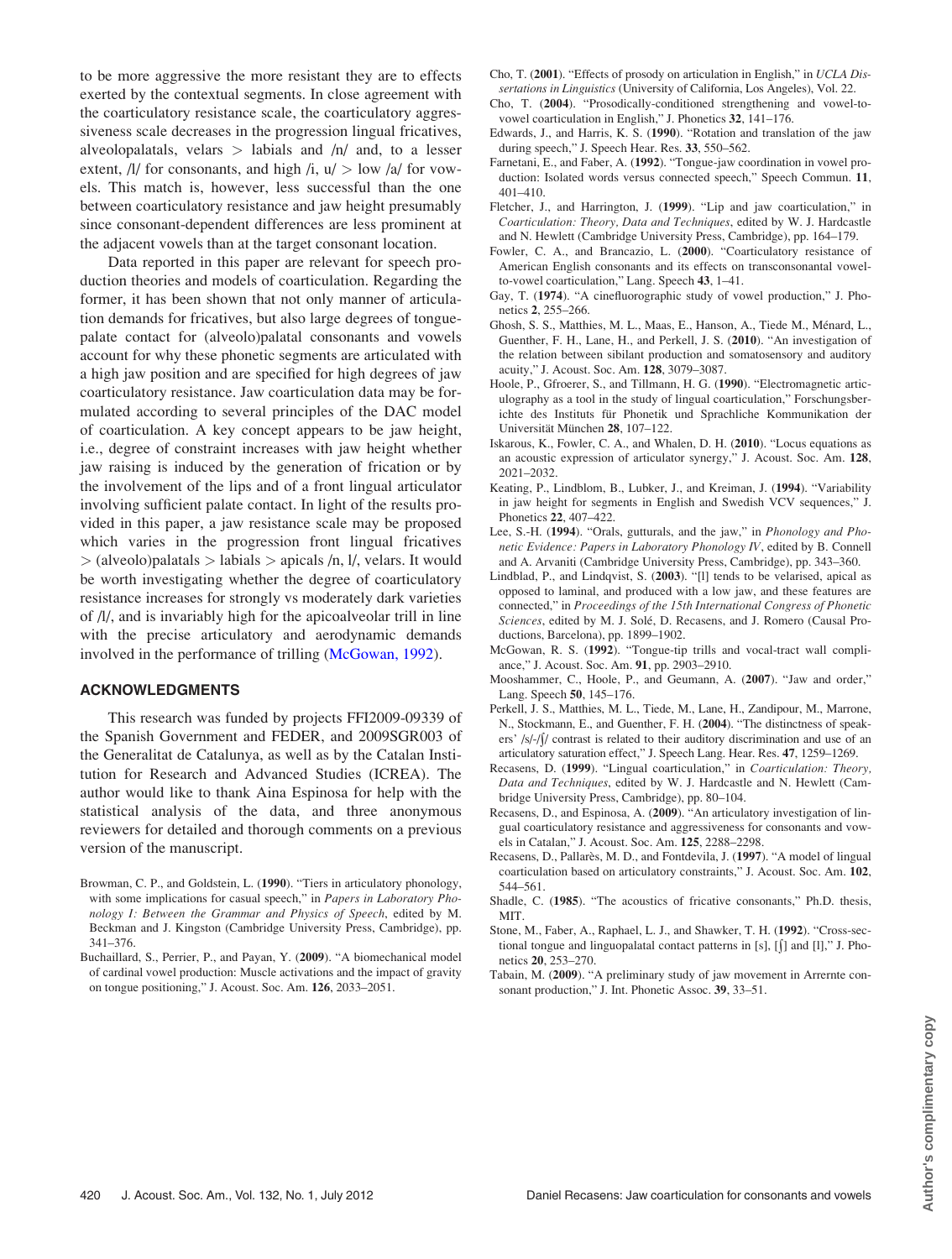to be more aggressive the more resistant they are to effects exerted by the contextual segments. In close agreement with the coarticulatory resistance scale, the coarticulatory aggressiveness scale decreases in the progression lingual fricatives, alveolopalatals, velars > labials and /n/ and, to a lesser extent, /l/ for consonants, and high /i, u/ > low /a/ for vowels. This match is, however, less successful than the one between coarticulatory resistance and jaw height presumably since consonant-dependent differences are less prominent at the adjacent vowels than at the target consonant location.

Data reported in this paper are relevant for speech production theories and models of coarticulation. Regarding the former, it has been shown that not only manner of articulation demands for fricatives, but also large degrees of tongue-palate contact for (alveolo)palatal consonants and vowels account for why these phonetic segments are articulated with a high jaw position and are specified for high degrees of jaw coarticulatory resistance. Jaw coarticulation data may be formulated according to several principles of the DAC model of coarticulation. A key concept appears to be jaw height, i.e., degree of constraint increases with jaw height whether jaw raising is induced by the generation of frication or by the involvement of the lips and of a front lingual articulator involving sufficient palate contact. In light of the results provided in this paper, a jaw resistance scale may be proposed which varies in the progression front lingual fricatives > (alveolo)palatals > labials > apicals /n, l/, velars. It would be worth investigating whether the degree of coarticulatory resistance increases for strongly vs moderately dark varieties of /l/, and is invariably high for the apicoalveolar trill in line with the precise articulatory and aerodynamic demands involved in the performance of trilling (McGowan, 1992).

## ACKNOWLEDGMENTS

This research was funded by projects FFI2009-09339 of the Spanish Government and FEDER, and 2009SGR003 of the Generalitat de Catalunya, as well as by the Catalan Institution for Research and Advanced Studies (ICREA). The author would like to thank Aina Espinosa for help with the statistical analysis of the data, and three anonymous reviewers for detailed and thorough comments on a previous version of the manuscript.

Browman, C. P., and Goldstein, L. (**1990**). "Tiers in articulatory phonology, with some implications for casual speech," in *Papers in Laboratory Phonology I: Between the Grammar and Physics of Speech*, edited by M. Beckman and J. Kingston (Cambridge University Press, Cambridge), pp. 341–376.

Buchaillard, S., Perrier, P., and Payan, Y. (**2009**). "A biomechanical model of cardinal vowel production: Muscle activations and the impact of gravity on tongue positioning," J. Acoust. Soc. Am. **126**, 2033–2051.

Cho, T. (**2001**). "Effects of prosody on articulation in English," in *UCLA Dissertations in Linguistics* (University of California, Los Angeles), Vol. 22.

Cho, T. (**2004**). "Prosodically-conditioned strengthening and vowel-to-vowel coarticulation in English," J. Phonetics **32**, 141–176.

Edwards, J., and Harris, K. S. (**1990**). "Rotation and translation of the jaw during speech," J. Speech Hear. Res. **33**, 550–562.

Farnetani, E., and Faber, A. (**1992**). "Tongue-jaw coordination in vowel production: Isolated words versus connected speech," Speech Commun. **11**, 401–410.

Fletcher, J., and Harrington, J. (**1999**). "Lip and jaw coarticulation," in *Coarticulation: Theory, Data and Techniques*, edited by W. J. Hardcastle and N. Hewlett (Cambridge University Press, Cambridge), pp. 164–179.

Fowler, C. A., and Brancazio, L. (**2000**). "Coarticulatory resistance of American English consonants and its effects on transconsonantal vowel-to-vowel coarticulation," Lang. Speech **43**, 1–41.

Gay, T. (**1974**). "A cinefluorographic study of vowel production," J. Phonetics **2**, 255–266.

Ghosh, S. S., Matthies, M. L., Maas, E., Hanson, A., Tiede M., Ménard, L., Guenther, F. H., Lane, H., and Perkell, J. S. (**2010**). "An investigation of the relation between sibilant production and somatosensory and auditory acuity," J. Acoust. Soc. Am. **128**, 3079–3087.

Hoole, P., Gfroerer, S., and Tillmann, H. G. (**1990**). "Electromagnetic articulography as a tool in the study of lingual coarticulation," Forschungsberichte des Instituts für Phonetik und Sprachliche Kommunikation der Universität München **28**, 107–122.

Iskarous, K., Fowler, C. A., and Whalen, D. H. (**2010**). "Locus equations as an acoustic expression of articulator synergy," J. Acoust. Soc. Am. **128**, 2021–2032.

Keating, P., Lindblom, B., Lubker, J., and Kreiman, J. (**1994**). "Variability in jaw height for segments in English and Swedish VCV sequences," J. Phonetics **22**, 407–422.

Lee, S.-H. (**1994**). "Orals, gutturals, and the jaw," in *Phonology and Phonetic Evidence: Papers in Laboratory Phonology IV*, edited by B. Connell and A. Arvaniti (Cambridge University Press, Cambridge), pp. 343–360.

Lindblad, P., and Lindqvist, S. (**2003**). "[l] tends to be velarised, apical as opposed to laminal, and produced with a low jaw, and these features are connected," in *Proceedings of the 15th International Congress of Phonetic Sciences*, edited by M. J. Solé, D. Recasens, and J. Romero (Causal Productions, Barcelona), pp. 1899–1902.

McGowan, R. S. (**1992**). "Tongue-tip trills and vocal-tract wall compliance," J. Acoust. Soc. Am. **91**, pp. 2903–2910.

Mooshammer, C., Hoole, P., and Geumann, A. (**2007**). "Jaw and order," Lang. Speech **50**, 145–176.

Perkell, J. S., Matthies, M. L., Tiede, M., Lane, H., Zandipour, M., Marrone, N., Stockmann, E., and Guenther, F. H. (**2004**). "The distinctness of speakers' /s/-/ʃ/ contrast is related to their auditory discrimination and use of an articulatory saturation effect," J. Speech Lang. Hear. Res. **47**, 1259–1269.

Recasens, D. (**1999**). "Lingual coarticulation," in *Coarticulation: Theory, Data and Techniques*, edited by W. J. Hardcastle and N. Hewlett (Cambridge University Press, Cambridge), pp. 80–104.

Recasens, D., and Espinosa, A. (**2009**). "An articulatory investigation of lingual coarticulatory resistance and aggressiveness for consonants and vowels in Catalan," J. Acoust. Soc. Am. **125**, 2288–2298.

Recasens, D., Pallarès, M. D., and Fontdevila, J. (**1997**). "A model of lingual coarticulation based on articulatory constraints," J. Acoust. Soc. Am. **102**, 544–561.

Shadle, C. (**1985**). "The acoustics of fricative consonants," Ph.D. thesis, MIT.

Stone, M., Faber, A., Raphael, L. J., and Shawker, T. H. (**1992**). "Cross-sectional tongue and linguopalatal contact patterns in [s], [ʃ] and [l]," J. Phonetics **20**, 253–270.

Tabain, M. (**2009**). "A preliminary study of jaw movement in Arrernte consonant production," J. Int. Phonetic Assoc. **39**, 33–51.